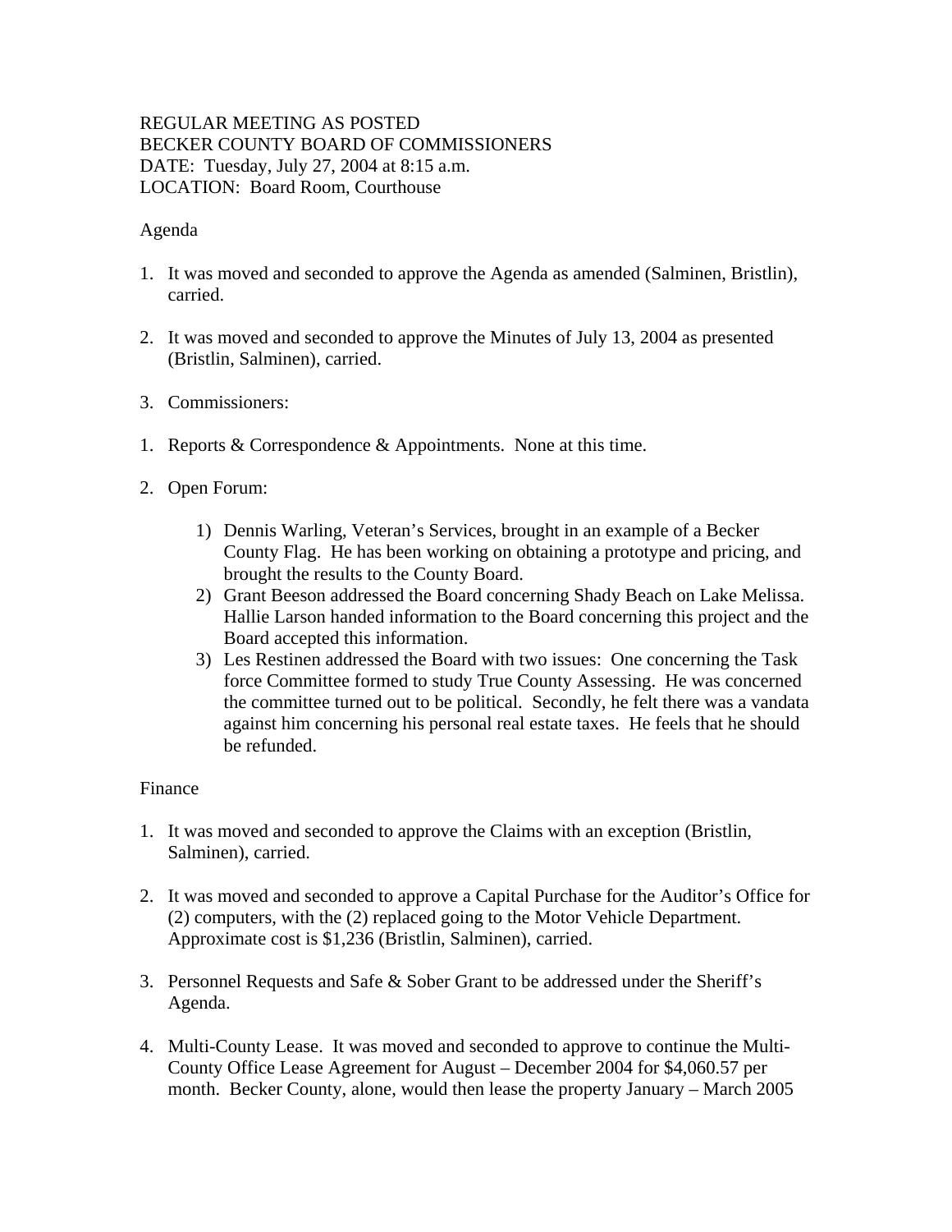REGULAR MEETING AS POSTED
BECKER COUNTY BOARD OF COMMISSIONERS
DATE: Tuesday, July 27, 2004 at 8:15 a.m.
LOCATION: Board Room, Courthouse

Agenda

1. It was moved and seconded to approve the Agenda as amended (Salminen, Bristlin), carried.

2. It was moved and seconded to approve the Minutes of July 13, 2004 as presented (Bristlin, Salminen), carried.

3. Commissioners:

1. Reports & Correspondence & Appointments. None at this time.

2. Open Forum:

   1) Dennis Warling, Veteran's Services, brought in an example of a Becker County Flag. He has been working on obtaining a prototype and pricing, and brought the results to the County Board.
   2) Grant Beeson addressed the Board concerning Shady Beach on Lake Melissa. Hallie Larson handed information to the Board concerning this project and the Board accepted this information.
   3) Les Restinen addressed the Board with two issues: One concerning the Task force Committee formed to study True County Assessing. He was concerned the committee turned out to be political. Secondly, he felt there was a vandata against him concerning his personal real estate taxes. He feels that he should be refunded.

Finance

1. It was moved and seconded to approve the Claims with an exception (Bristlin, Salminen), carried.

2. It was moved and seconded to approve a Capital Purchase for the Auditor's Office for (2) computers, with the (2) replaced going to the Motor Vehicle Department. Approximate cost is $1,236 (Bristlin, Salminen), carried.

3. Personnel Requests and Safe & Sober Grant to be addressed under the Sheriff's Agenda.

4. Multi-County Lease. It was moved and seconded to approve to continue the Multi-County Office Lease Agreement for August – December 2004 for $4,060.57 per month. Becker County, alone, would then lease the property January – March 2005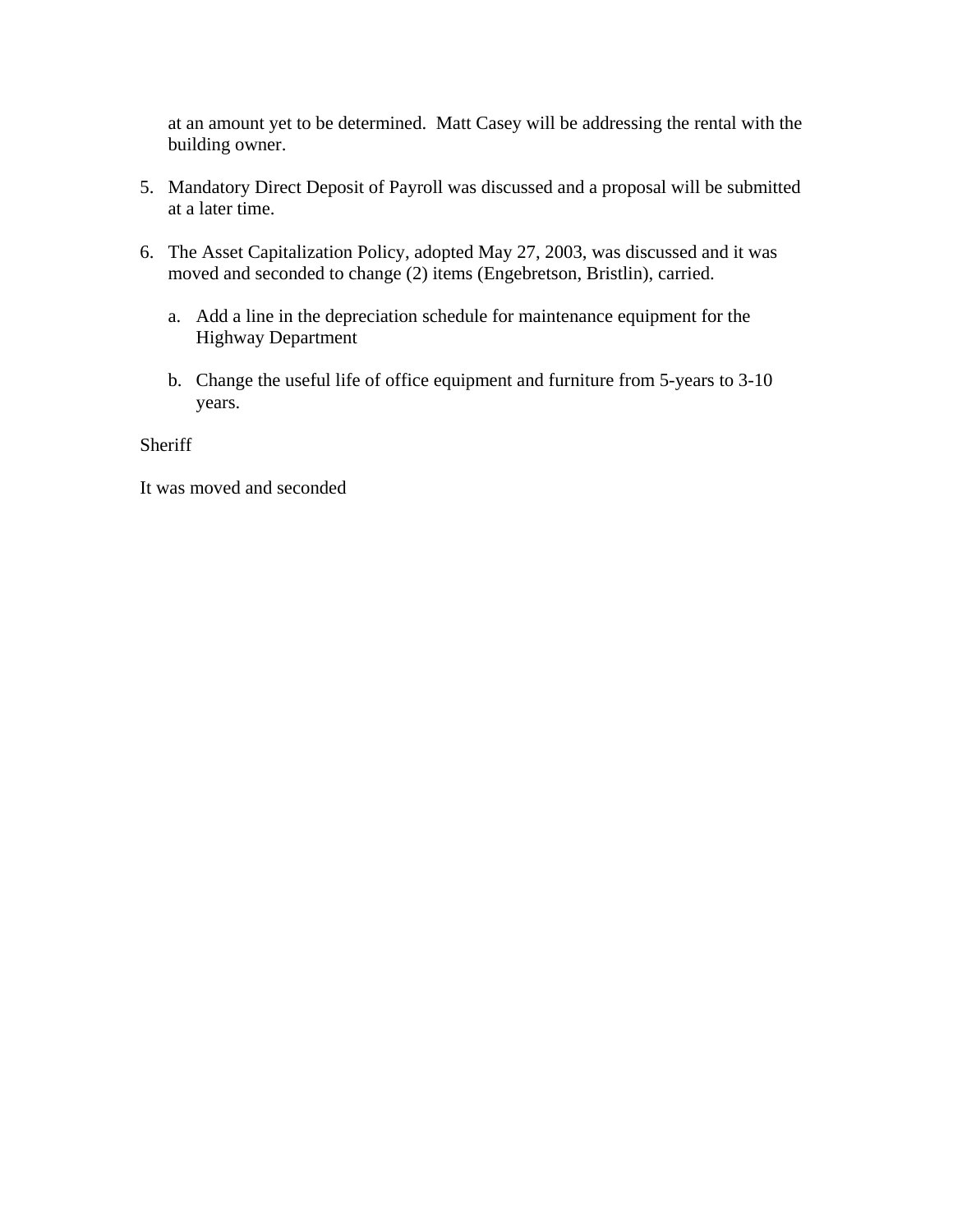at an amount yet to be determined.  Matt Casey will be addressing the rental with the building owner.

5. Mandatory Direct Deposit of Payroll was discussed and a proposal will be submitted at a later time.

6. The Asset Capitalization Policy, adopted May 27, 2003, was discussed and it was moved and seconded to change (2) items (Engebretson, Bristlin), carried.

   a. Add a line in the depreciation schedule for maintenance equipment for the Highway Department

   b. Change the useful life of office equipment and furniture from 5-years to 3-10 years.

Sheriff

It was moved and seconded